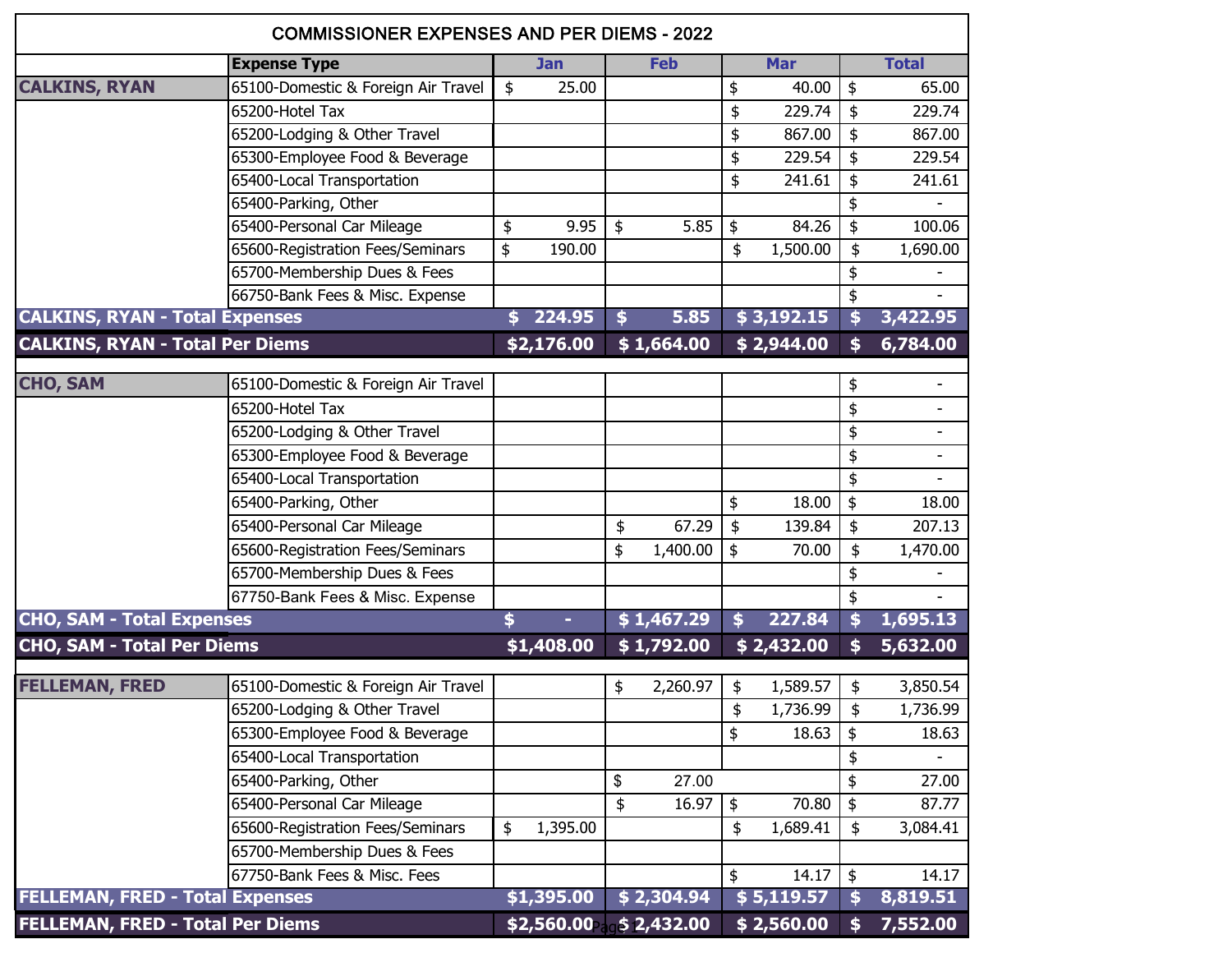# COMMISSIONER EXPENSES AND PER DIEMS - 2022

| | Expense Type | Jan | Feb | Mar | Total |
|---|---|---|---|---|---|
| **CALKINS, RYAN** | 65100-Domestic & Foreign Air Travel | $ 25.00 | | $ 40.00 | $ 65.00 |
| | 65200-Hotel Tax | | | $ 229.74 | $ 229.74 |
| | 65200-Lodging & Other Travel | | | $ 867.00 | $ 867.00 |
| | 65300-Employee Food & Beverage | | | $ 229.54 | $ 229.54 |
| | 65400-Local Transportation | | | $ 241.61 | $ 241.61 |
| | 65400-Parking, Other | | | | $ - |
| | 65400-Personal Car Mileage | $ 9.95 | $ 5.85 | $ 84.26 | $ 100.06 |
| | 65600-Registration Fees/Seminars | $ 190.00 | | $ 1,500.00 | $ 1,690.00 |
| | 65700-Membership Dues & Fees | | | | $ - |
| | 66750-Bank Fees & Misc. Expense | | | | $ - |
| **CALKINS, RYAN - Total Expenses** | | **$ 224.95** | **$ 5.85** | **$ 3,192.15** | **$ 3,422.95** |
| **CALKINS, RYAN - Total Per Diems** | | **$2,176.00** | **$ 1,664.00** | **$ 2,944.00** | **$ 6,784.00** |
| | | | | | |
| **CHO, SAM** | 65100-Domestic & Foreign Air Travel | | | | $ - |
| | 65200-Hotel Tax | | | | $ - |
| | 65200-Lodging & Other Travel | | | | $ - |
| | 65300-Employee Food & Beverage | | | | $ - |
| | 65400-Local Transportation | | | | $ - |
| | 65400-Parking, Other | | | $ 18.00 | $ 18.00 |
| | 65400-Personal Car Mileage | | $ 67.29 | $ 139.84 | $ 207.13 |
| | 65600-Registration Fees/Seminars | | $ 1,400.00 | $ 70.00 | $ 1,470.00 |
| | 65700-Membership Dues & Fees | | | | $ - |
| | 67750-Bank Fees & Misc. Expense | | | | $ - |
| **CHO, SAM - Total Expenses** | | **$ -** | **$ 1,467.29** | **$ 227.84** | **$ 1,695.13** |
| **CHO, SAM - Total Per Diems** | | **$1,408.00** | **$ 1,792.00** | **$ 2,432.00** | **$ 5,632.00** |
| | | | | | |
| **FELLEMAN, FRED** | 65100-Domestic & Foreign Air Travel | | $ 2,260.97 | $ 1,589.57 | $ 3,850.54 |
| | 65200-Lodging & Other Travel | | | $ 1,736.99 | $ 1,736.99 |
| | 65300-Employee Food & Beverage | | | $ 18.63 | $ 18.63 |
| | 65400-Local Transportation | | | | $ - |
| | 65400-Parking, Other | | $ 27.00 | | $ 27.00 |
| | 65400-Personal Car Mileage | | $ 16.97 | $ 70.80 | $ 87.77 |
| | 65600-Registration Fees/Seminars | $ 1,395.00 | | $ 1,689.41 | $ 3,084.41 |
| | 65700-Membership Dues & Fees | | | | |
| | 67750-Bank Fees & Misc. Fees | | | $ 14.17 | $ 14.17 |
| **FELLEMAN, FRED - Total Expenses** | | **$1,395.00** | **$ 2,304.94** | **$ 5,119.57** | **$ 8,819.51** |
| **FELLEMAN, FRED - Total Per Diems** | | **$2,560.00** | **$ 2,432.00** | **$ 2,560.00** | **$ 7,552.00** |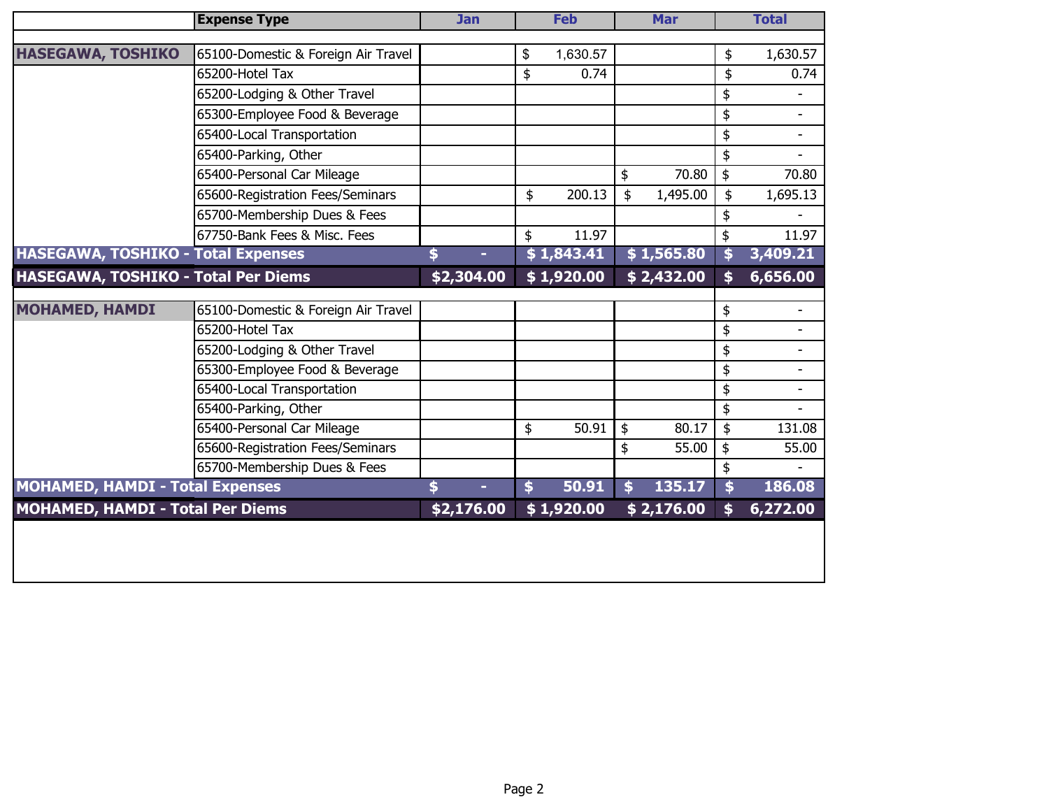| | Expense Type | Jan | Feb | Mar | Total |
|---|---|---|---|---|---|
| **HASEGAWA, TOSHIKO** | 65100-Domestic & Foreign Air Travel | | $ 1,630.57 | | $ 1,630.57 |
| | 65200-Hotel Tax | | $ 0.74 | | $ 0.74 |
| | 65200-Lodging & Other Travel | | | | $ - |
| | 65300-Employee Food & Beverage | | | | $ - |
| | 65400-Local Transportation | | | | $ - |
| | 65400-Parking, Other | | | | $ - |
| | 65400-Personal Car Mileage | | | $ 70.80 | $ 70.80 |
| | 65600-Registration Fees/Seminars | | $ 200.13 | $ 1,495.00 | $ 1,695.13 |
| | 65700-Membership Dues & Fees | | | | $ - |
| | 67750-Bank Fees & Misc. Fees | | $ 11.97 | | $ 11.97 |
| **HASEGAWA, TOSHIKO - Total Expenses** | | **$ -** | **$ 1,843.41** | **$ 1,565.80** | **$ 3,409.21** |
| **HASEGAWA, TOSHIKO - Total Per Diems** | | **$2,304.00** | **$ 1,920.00** | **$ 2,432.00** | **$ 6,656.00** |
| **MOHAMED, HAMDI** | 65100-Domestic & Foreign Air Travel | | | | $ - |
| | 65200-Hotel Tax | | | | $ - |
| | 65200-Lodging & Other Travel | | | | $ - |
| | 65300-Employee Food & Beverage | | | | $ - |
| | 65400-Local Transportation | | | | $ - |
| | 65400-Parking, Other | | | | $ - |
| | 65400-Personal Car Mileage | | $ 50.91 | $ 80.17 | $ 131.08 |
| | 65600-Registration Fees/Seminars | | | $ 55.00 | $ 55.00 |
| | 65700-Membership Dues & Fees | | | | $ - |
| **MOHAMED, HAMDI - Total Expenses** | | **$ -** | **$ 50.91** | **$ 135.17** | **$ 186.08** |
| **MOHAMED, HAMDI - Total Per Diems** | | **$2,176.00** | **$ 1,920.00** | **$ 2,176.00** | **$ 6,272.00** |